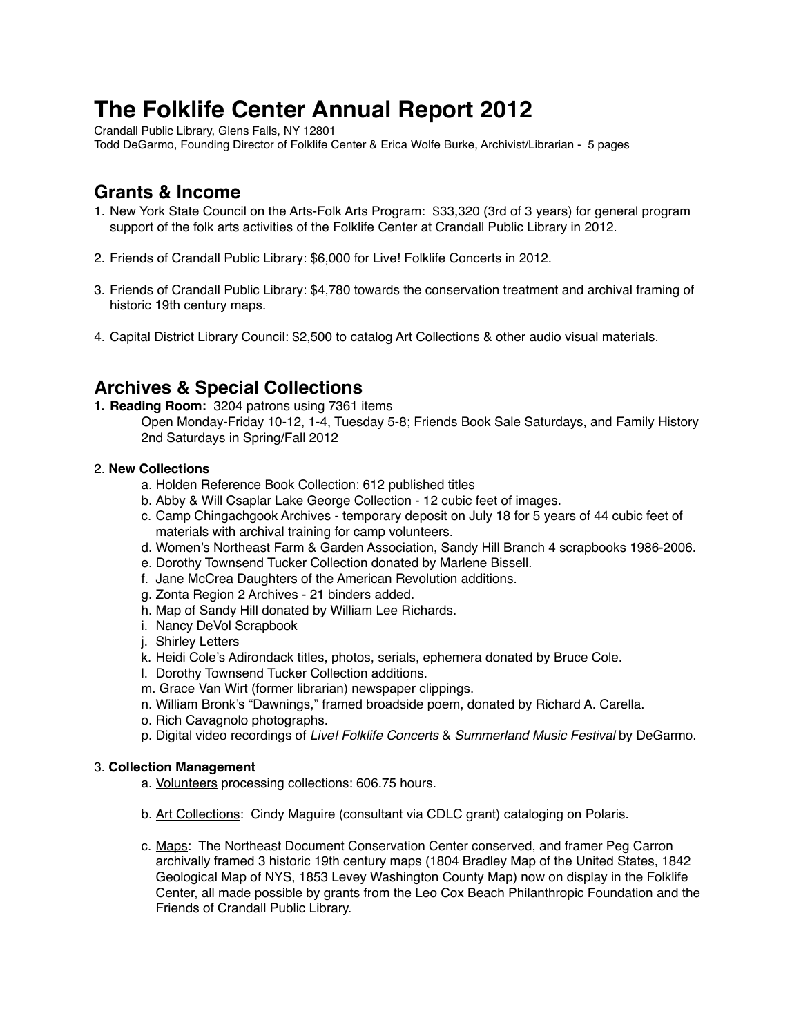# The Folklife Center Annual Report 2012

Crandall Public Library, Glens Falls, NY 12801
Todd DeGarmo, Founding Director of Folklife Center & Erica Wolfe Burke, Archivist/Librarian - 5 pages

## Grants & Income

1. New York State Council on the Arts-Folk Arts Program: $33,320 (3rd of 3 years) for general program support of the folk arts activities of the Folklife Center at Crandall Public Library in 2012.

2. Friends of Crandall Public Library: $6,000 for Live! Folklife Concerts in 2012.

3. Friends of Crandall Public Library: $4,780 towards the conservation treatment and archival framing of historic 19th century maps.

4. Capital District Library Council: $2,500 to catalog Art Collections & other audio visual materials.

## Archives & Special Collections

1. **Reading Room:** 3204 patrons using 7361 items
   Open Monday-Friday 10-12, 1-4, Tuesday 5-8; Friends Book Sale Saturdays, and Family History 2nd Saturdays in Spring/Fall 2012

2. **New Collections**
   a. Holden Reference Book Collection: 612 published titles
   b. Abby & Will Csaplar Lake George Collection - 12 cubic feet of images.
   c. Camp Chingachgook Archives - temporary deposit on July 18 for 5 years of 44 cubic feet of materials with archival training for camp volunteers.
   d. Women's Northeast Farm & Garden Association, Sandy Hill Branch 4 scrapbooks 1986-2006.
   e. Dorothy Townsend Tucker Collection donated by Marlene Bissell.
   f. Jane McCrea Daughters of the American Revolution additions.
   g. Zonta Region 2 Archives - 21 binders added.
   h. Map of Sandy Hill donated by William Lee Richards.
   i. Nancy DeVol Scrapbook
   j. Shirley Letters
   k. Heidi Cole's Adirondack titles, photos, serials, ephemera donated by Bruce Cole.
   l. Dorothy Townsend Tucker Collection additions.
   m. Grace Van Wirt (former librarian) newspaper clippings.
   n. William Bronk's "Dawnings," framed broadside poem, donated by Richard A. Carella.
   o. Rich Cavagnolo photographs.
   p. Digital video recordings of *Live! Folklife Concerts* & *Summerland Music Festival* by DeGarmo.

3. **Collection Management**
   a. Volunteers processing collections: 606.75 hours.

   b. Art Collections: Cindy Maguire (consultant via CDLC grant) cataloging on Polaris.

   c. Maps: The Northeast Document Conservation Center conserved, and framer Peg Carron archivally framed 3 historic 19th century maps (1804 Bradley Map of the United States, 1842 Geological Map of NYS, 1853 Levey Washington County Map) now on display in the Folklife Center, all made possible by grants from the Leo Cox Beach Philanthropic Foundation and the Friends of Crandall Public Library.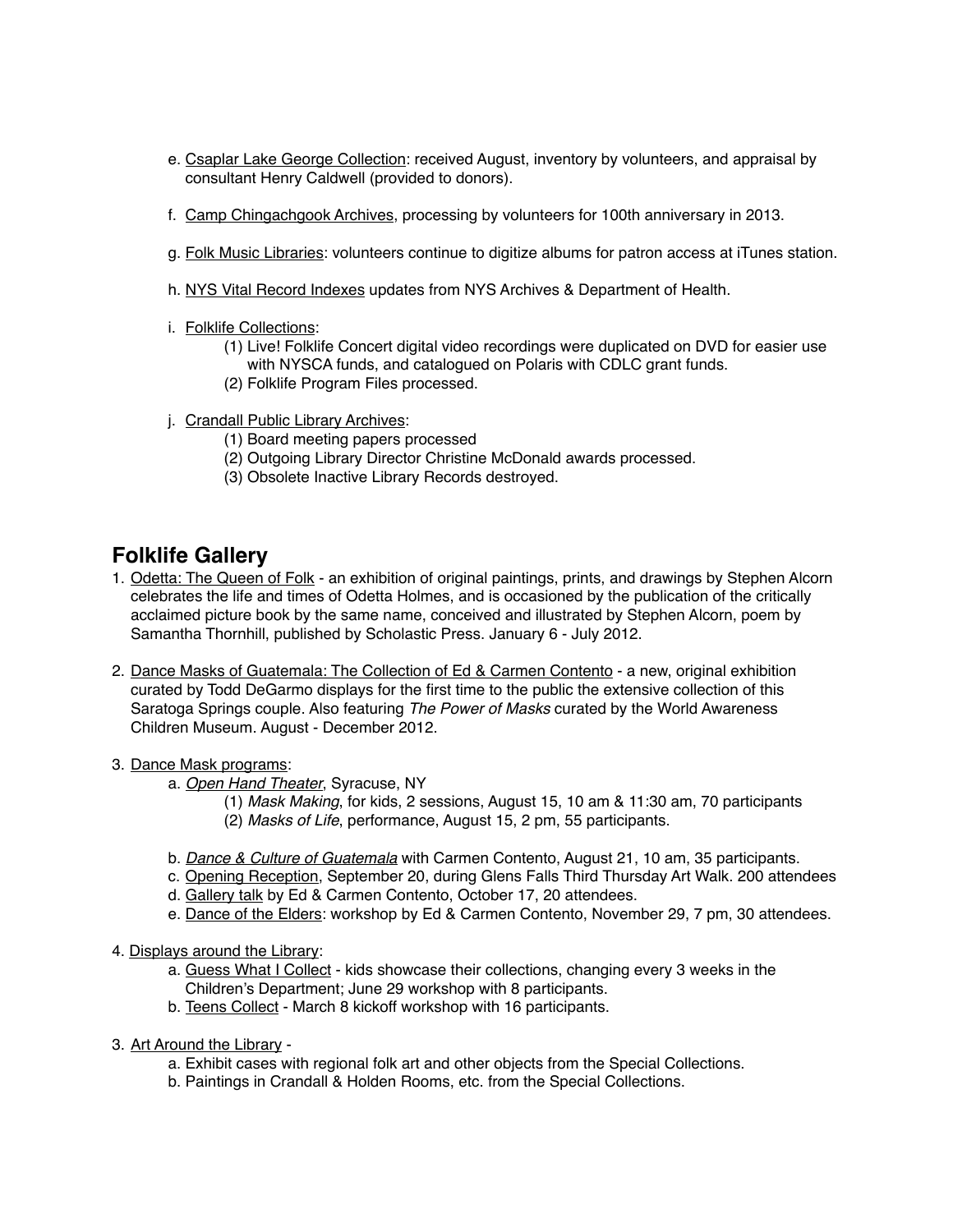e. Csaplar Lake George Collection: received August, inventory by volunteers, and appraisal by consultant Henry Caldwell (provided to donors).

f. Camp Chingachgook Archives, processing by volunteers for 100th anniversary in 2013.

g. Folk Music Libraries: volunteers continue to digitize albums for patron access at iTunes station.

h. NYS Vital Record Indexes updates from NYS Archives & Department of Health.

i. Folklife Collections:
   (1) Live! Folklife Concert digital video recordings were duplicated on DVD for easier use with NYSCA funds, and catalogued on Polaris with CDLC grant funds.
   (2) Folklife Program Files processed.

j. Crandall Public Library Archives:
   (1) Board meeting papers processed
   (2) Outgoing Library Director Christine McDonald awards processed.
   (3) Obsolete Inactive Library Records destroyed.

## Folklife Gallery

1. Odetta: The Queen of Folk - an exhibition of original paintings, prints, and drawings by Stephen Alcorn celebrates the life and times of Odetta Holmes, and is occasioned by the publication of the critically acclaimed picture book by the same name, conceived and illustrated by Stephen Alcorn, poem by Samantha Thornhill, published by Scholastic Press. January 6 - July 2012.

2. Dance Masks of Guatemala: The Collection of Ed & Carmen Contento - a new, original exhibition curated by Todd DeGarmo displays for the first time to the public the extensive collection of this Saratoga Springs couple. Also featuring *The Power of Masks* curated by the World Awareness Children Museum. August - December 2012.

3. Dance Mask programs:
   a. *Open Hand Theater*, Syracuse, NY
      (1) *Mask Making*, for kids, 2 sessions, August 15, 10 am & 11:30 am, 70 participants
      (2) *Masks of Life*, performance, August 15, 2 pm, 55 participants.

   b. *Dance & Culture of Guatemala* with Carmen Contento, August 21, 10 am, 35 participants.
   c. Opening Reception, September 20, during Glens Falls Third Thursday Art Walk. 200 attendees
   d. Gallery talk by Ed & Carmen Contento, October 17, 20 attendees.
   e. Dance of the Elders: workshop by Ed & Carmen Contento, November 29, 7 pm, 30 attendees.

4. Displays around the Library:
   a. Guess What I Collect - kids showcase their collections, changing every 3 weeks in the Children's Department; June 29 workshop with 8 participants.
   b. Teens Collect - March 8 kickoff workshop with 16 participants.

3. Art Around the Library -
   a. Exhibit cases with regional folk art and other objects from the Special Collections.
   b. Paintings in Crandall & Holden Rooms, etc. from the Special Collections.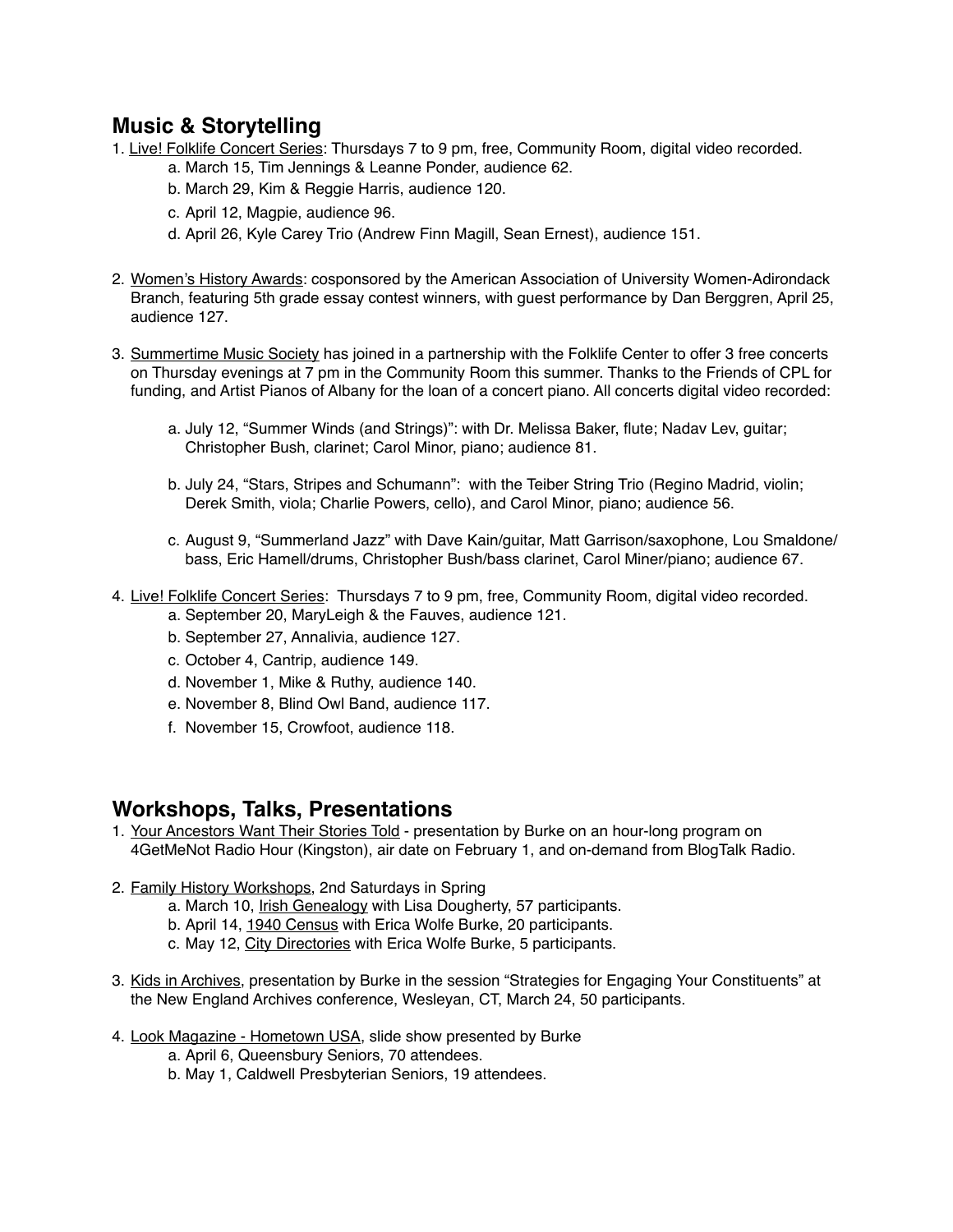## Music & Storytelling

1. Live! Folklife Concert Series: Thursdays 7 to 9 pm, free, Community Room, digital video recorded.
    a. March 15, Tim Jennings & Leanne Ponder, audience 62.
    b. March 29, Kim & Reggie Harris, audience 120.
    c. April 12, Magpie, audience 96.
    d. April 26, Kyle Carey Trio (Andrew Finn Magill, Sean Ernest), audience 151.

2. Women's History Awards: cosponsored by the American Association of University Women-Adirondack Branch, featuring 5th grade essay contest winners, with guest performance by Dan Berggren, April 25, audience 127.

3. Summertime Music Society has joined in a partnership with the Folklife Center to offer 3 free concerts on Thursday evenings at 7 pm in the Community Room this summer. Thanks to the Friends of CPL for funding, and Artist Pianos of Albany for the loan of a concert piano. All concerts digital video recorded:

    a. July 12, "Summer Winds (and Strings)": with Dr. Melissa Baker, flute; Nadav Lev, guitar; Christopher Bush, clarinet; Carol Minor, piano; audience 81.

    b. July 24, "Stars, Stripes and Schumann": with the Teiber String Trio (Regino Madrid, violin; Derek Smith, viola; Charlie Powers, cello), and Carol Minor, piano; audience 56.

    c. August 9, "Summerland Jazz" with Dave Kain/guitar, Matt Garrison/saxophone, Lou Smaldone/bass, Eric Hamell/drums, Christopher Bush/bass clarinet, Carol Miner/piano; audience 67.

4. Live! Folklife Concert Series: Thursdays 7 to 9 pm, free, Community Room, digital video recorded.
    a. September 20, MaryLeigh & the Fauves, audience 121.
    b. September 27, Annalivia, audience 127.
    c. October 4, Cantrip, audience 149.
    d. November 1, Mike & Ruthy, audience 140.
    e. November 8, Blind Owl Band, audience 117.
    f. November 15, Crowfoot, audience 118.

## Workshops, Talks, Presentations

1. Your Ancestors Want Their Stories Told - presentation by Burke on an hour-long program on 4GetMeNot Radio Hour (Kingston), air date on February 1, and on-demand from BlogTalk Radio.

2. Family History Workshops, 2nd Saturdays in Spring
    a. March 10, Irish Genealogy with Lisa Dougherty, 57 participants.
    b. April 14, 1940 Census with Erica Wolfe Burke, 20 participants.
    c. May 12, City Directories with Erica Wolfe Burke, 5 participants.

3. Kids in Archives, presentation by Burke in the session "Strategies for Engaging Your Constituents" at the New England Archives conference, Wesleyan, CT, March 24, 50 participants.

4. Look Magazine - Hometown USA, slide show presented by Burke
    a. April 6, Queensbury Seniors, 70 attendees.
    b. May 1, Caldwell Presbyterian Seniors, 19 attendees.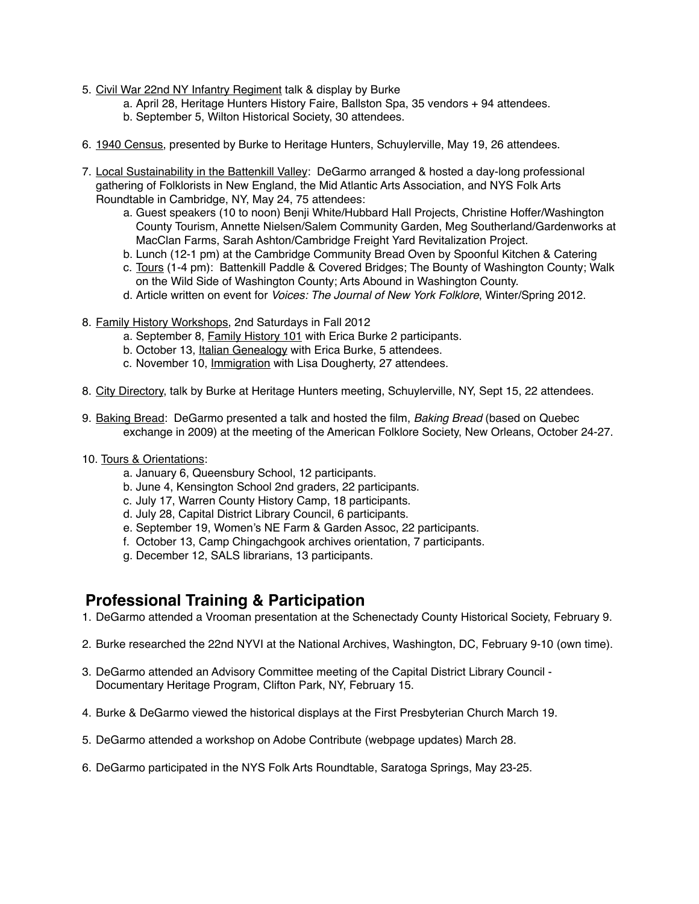5. <u>Civil War 22nd NY Infantry Regiment</u> talk & display by Burke
    a. April 28, Heritage Hunters History Faire, Ballston Spa, 35 vendors + 94 attendees.
    b. September 5, Wilton Historical Society, 30 attendees.

6. <u>1940 Census</u>, presented by Burke to Heritage Hunters, Schuylerville, May 19, 26 attendees.

7. <u>Local Sustainability in the Battenkill Valley</u>: DeGarmo arranged & hosted a day-long professional gathering of Folklorists in New England, the Mid Atlantic Arts Association, and NYS Folk Arts Roundtable in Cambridge, NY, May 24, 75 attendees:
    a. Guest speakers (10 to noon) Benji White/Hubbard Hall Projects, Christine Hoffer/Washington County Tourism, Annette Nielsen/Salem Community Garden, Meg Southerland/Gardenworks at MacClan Farms, Sarah Ashton/Cambridge Freight Yard Revitalization Project.
    b. Lunch (12-1 pm) at the Cambridge Community Bread Oven by Spoonful Kitchen & Catering
    c. <u>Tours</u> (1-4 pm): Battenkill Paddle & Covered Bridges; The Bounty of Washington County; Walk on the Wild Side of Washington County; Arts Abound in Washington County.
    d. Article written on event for *Voices: The Journal of New York Folklore*, Winter/Spring 2012.

8. <u>Family History Workshops</u>, 2nd Saturdays in Fall 2012
    a. September 8, <u>Family History 101</u> with Erica Burke 2 participants.
    b. October 13, <u>Italian Genealogy</u> with Erica Burke, 5 attendees.
    c. November 10, <u>Immigration</u> with Lisa Dougherty, 27 attendees.

8. <u>City Directory</u>, talk by Burke at Heritage Hunters meeting, Schuylerville, NY, Sept 15, 22 attendees.

9. <u>Baking Bread</u>: DeGarmo presented a talk and hosted the film, *Baking Bread* (based on Quebec exchange in 2009) at the meeting of the American Folklore Society, New Orleans, October 24-27.

10. <u>Tours & Orientations</u>:
    a. January 6, Queensbury School, 12 participants.
    b. June 4, Kensington School 2nd graders, 22 participants.
    c. July 17, Warren County History Camp, 18 participants.
    d. July 28, Capital District Library Council, 6 participants.
    e. September 19, Women's NE Farm & Garden Assoc, 22 participants.
    f. October 13, Camp Chingachgook archives orientation, 7 participants.
    g. December 12, SALS librarians, 13 participants.

## Professional Training & Participation

1. DeGarmo attended a Vrooman presentation at the Schenectady County Historical Society, February 9.

2. Burke researched the 22nd NYVI at the National Archives, Washington, DC, February 9-10 (own time).

3. DeGarmo attended an Advisory Committee meeting of the Capital District Library Council - Documentary Heritage Program, Clifton Park, NY, February 15.

4. Burke & DeGarmo viewed the historical displays at the First Presbyterian Church March 19.

5. DeGarmo attended a workshop on Adobe Contribute (webpage updates) March 28.

6. DeGarmo participated in the NYS Folk Arts Roundtable, Saratoga Springs, May 23-25.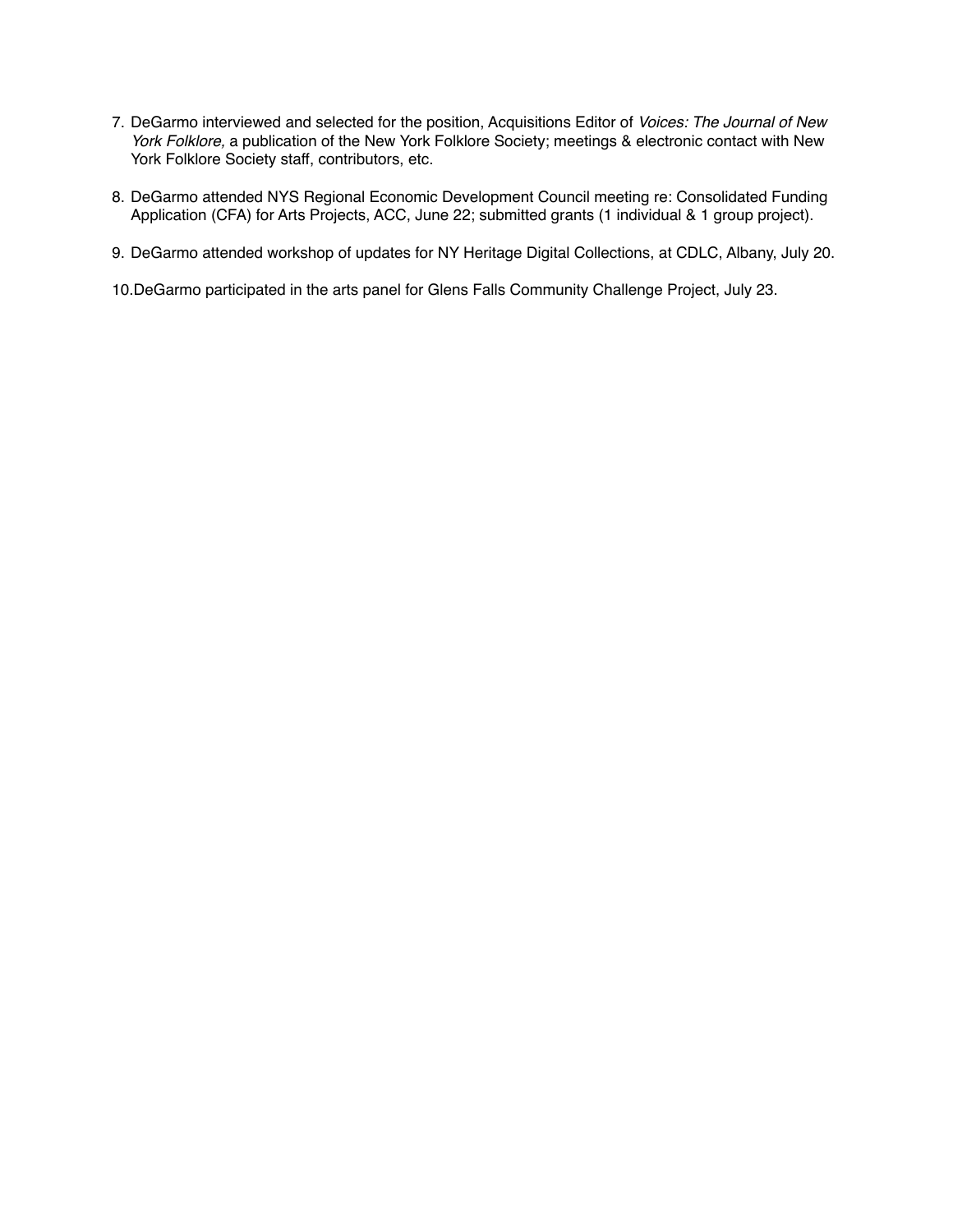7. DeGarmo interviewed and selected for the position, Acquisitions Editor of *Voices: The Journal of New York Folklore,* a publication of the New York Folklore Society; meetings & electronic contact with New York Folklore Society staff, contributors, etc.

8. DeGarmo attended NYS Regional Economic Development Council meeting re: Consolidated Funding Application (CFA) for Arts Projects, ACC, June 22; submitted grants (1 individual & 1 group project).

9. DeGarmo attended workshop of updates for NY Heritage Digital Collections, at CDLC, Albany, July 20.

10. DeGarmo participated in the arts panel for Glens Falls Community Challenge Project, July 23.